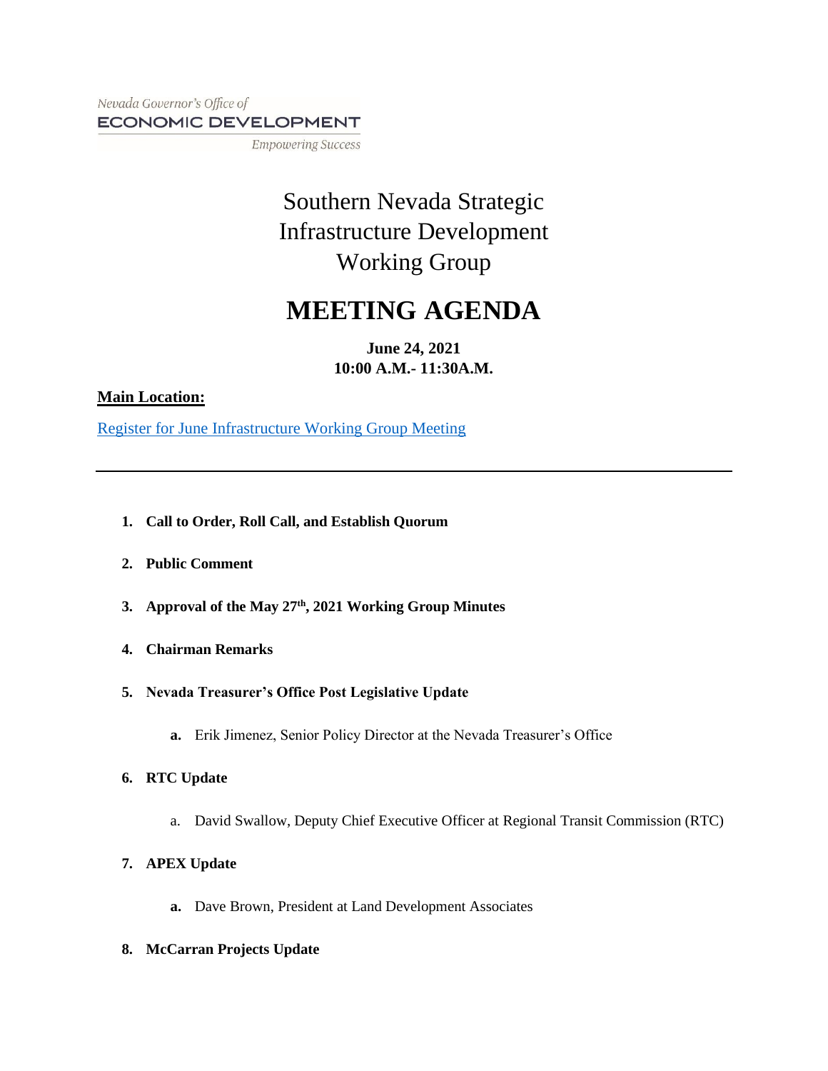Nevada Governor's Office of
ECONOMIC DEVELOPMENT
*Empowering Success*

# Southern Nevada Strategic Infrastructure Development Working Group

# MEETING AGENDA

**June 24, 2021**
**10:00 A.M.- 11:30A.M.**

**Main Location:**

[Register for June Infrastructure Working Group Meeting]

---

1. **Call to Order, Roll Call, and Establish Quorum**

2. **Public Comment**

3. **Approval of the May 27th, 2021 Working Group Minutes**

4. **Chairman Remarks**

5. **Nevada Treasurer's Office Post Legislative Update**

   **a.** Erik Jimenez, Senior Policy Director at the Nevada Treasurer's Office

6. **RTC Update**

   a. David Swallow, Deputy Chief Executive Officer at Regional Transit Commission (RTC)

7. **APEX Update**

   **a.** Dave Brown, President at Land Development Associates

8. **McCarran Projects Update**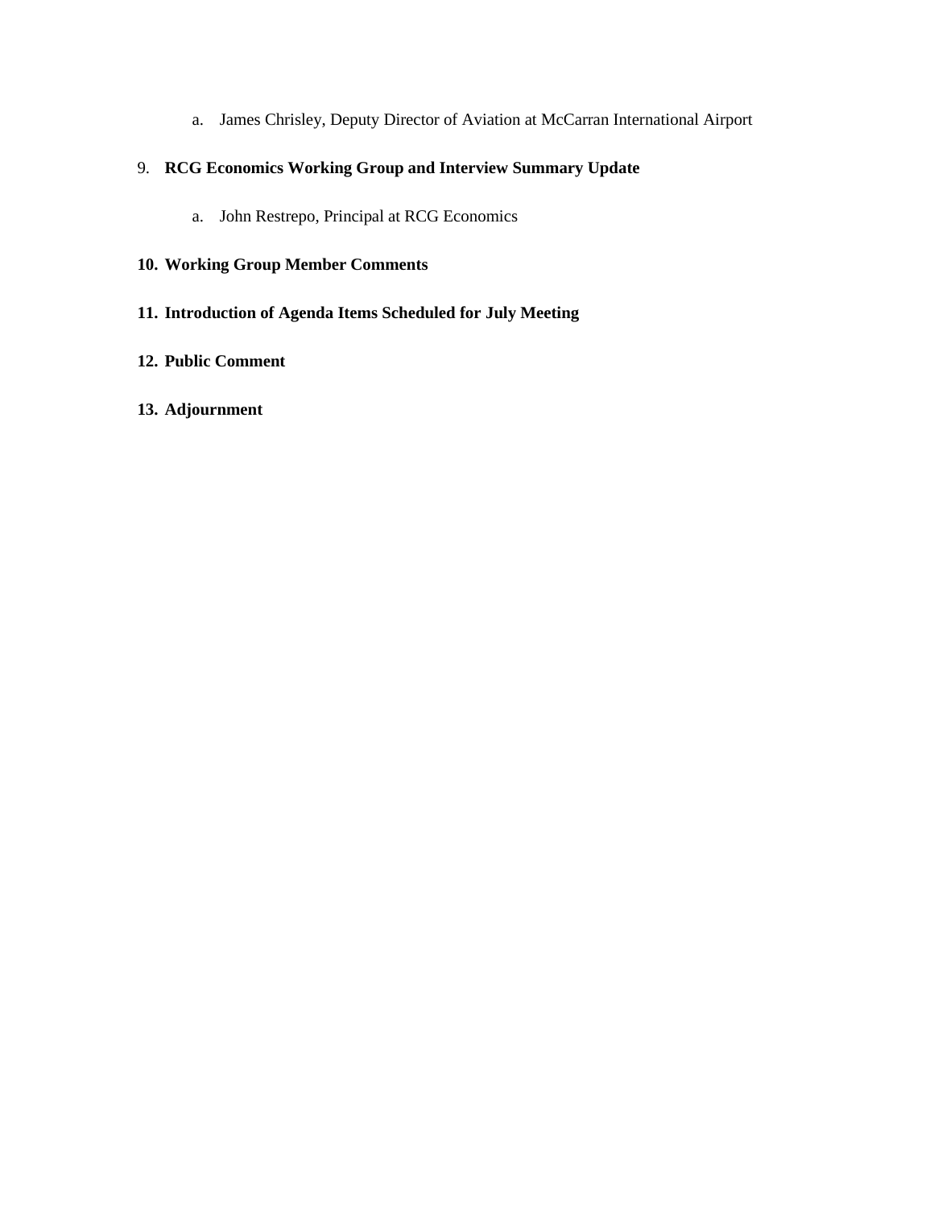a. James Chrisley, Deputy Director of Aviation at McCarran International Airport

9. **RCG Economics Working Group and Interview Summary Update**

   a. John Restrepo, Principal at RCG Economics

10. **Working Group Member Comments**

11. **Introduction of Agenda Items Scheduled for July Meeting**

12. **Public Comment**

13. **Adjournment**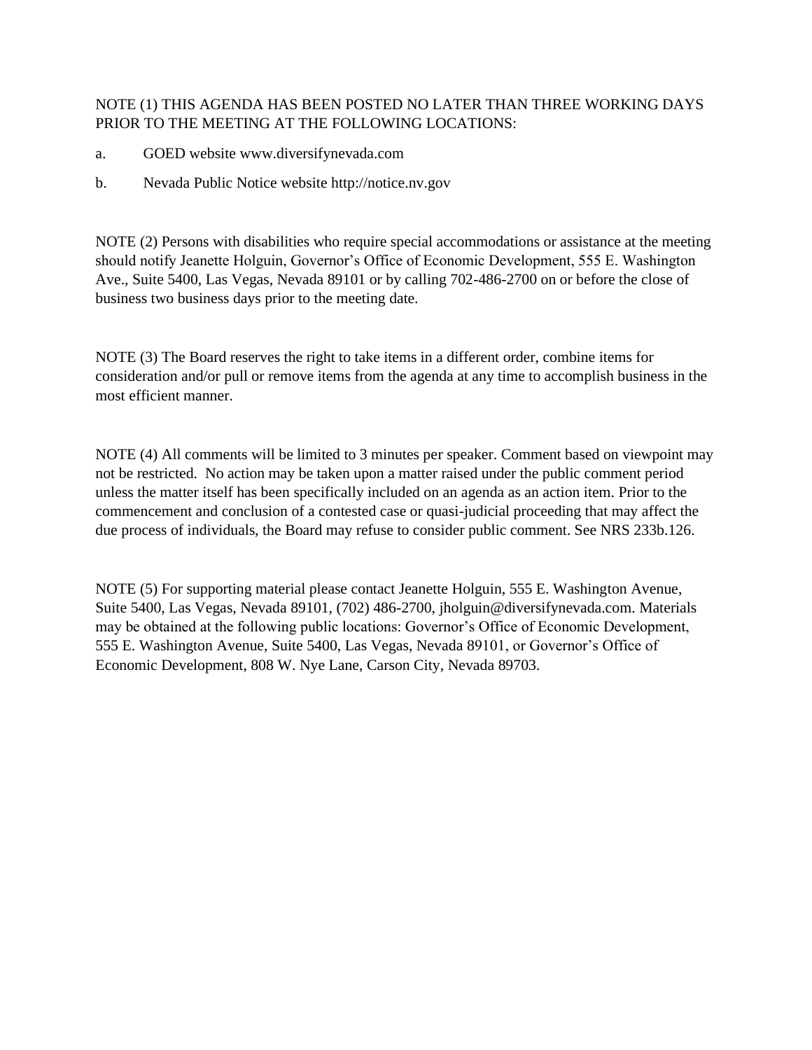NOTE (1) THIS AGENDA HAS BEEN POSTED NO LATER THAN THREE WORKING DAYS PRIOR TO THE MEETING AT THE FOLLOWING LOCATIONS:

a. GOED website www.diversifynevada.com

b. Nevada Public Notice website http://notice.nv.gov

NOTE (2) Persons with disabilities who require special accommodations or assistance at the meeting should notify Jeanette Holguin, Governor's Office of Economic Development, 555 E. Washington Ave., Suite 5400, Las Vegas, Nevada 89101 or by calling 702-486-2700 on or before the close of business two business days prior to the meeting date.

NOTE (3) The Board reserves the right to take items in a different order, combine items for consideration and/or pull or remove items from the agenda at any time to accomplish business in the most efficient manner.

NOTE (4) All comments will be limited to 3 minutes per speaker. Comment based on viewpoint may not be restricted. No action may be taken upon a matter raised under the public comment period unless the matter itself has been specifically included on an agenda as an action item. Prior to the commencement and conclusion of a contested case or quasi-judicial proceeding that may affect the due process of individuals, the Board may refuse to consider public comment. See NRS 233b.126.

NOTE (5) For supporting material please contact Jeanette Holguin, 555 E. Washington Avenue, Suite 5400, Las Vegas, Nevada 89101, (702) 486-2700, jholguin@diversifynevada.com. Materials may be obtained at the following public locations: Governor's Office of Economic Development, 555 E. Washington Avenue, Suite 5400, Las Vegas, Nevada 89101, or Governor's Office of Economic Development, 808 W. Nye Lane, Carson City, Nevada 89703.